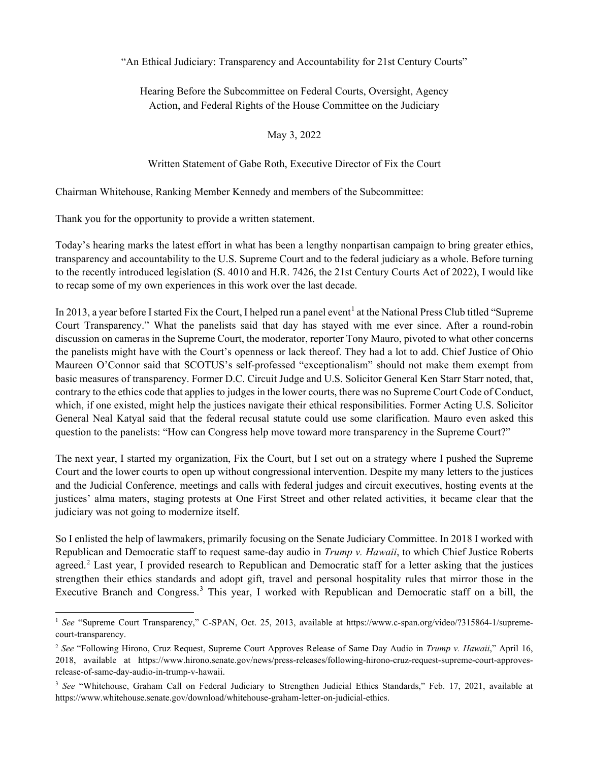"An Ethical Judiciary: Transparency and Accountability for 21st Century Courts"

Hearing Before the Subcommittee on Federal Courts, Oversight, Agency Action, and Federal Rights of the House Committee on the Judiciary

May 3, 2022

Written Statement of Gabe Roth, Executive Director of Fix the Court

Chairman Whitehouse, Ranking Member Kennedy and members of the Subcommittee:

Thank you for the opportunity to provide a written statement.

Today's hearing marks the latest effort in what has been a lengthy nonpartisan campaign to bring greater ethics, transparency and accountability to the U.S. Supreme Court and to the federal judiciary as a whole. Before turning to the recently introduced legislation (S. 4010 and H.R. 7426, the 21st Century Courts Act of 2022), I would like to recap some of my own experiences in this work over the last decade.

In 2013, a year before I started Fix the Court, I helped run a panel event[1] at the National Press Club titled "Supreme Court Transparency." What the panelists said that day has stayed with me ever since. After a round-robin discussion on cameras in the Supreme Court, the moderator, reporter Tony Mauro, pivoted to what other concerns the panelists might have with the Court's openness or lack thereof. They had a lot to add. Chief Justice of Ohio Maureen O'Connor said that SCOTUS's self-professed "exceptionalism" should not make them exempt from basic measures of transparency. Former D.C. Circuit Judge and U.S. Solicitor General Ken Starr Starr noted, that, contrary to the ethics code that applies to judges in the lower courts, there was no Supreme Court Code of Conduct, which, if one existed, might help the justices navigate their ethical responsibilities. Former Acting U.S. Solicitor General Neal Katyal said that the federal recusal statute could use some clarification. Mauro even asked this question to the panelists: "How can Congress help move toward more transparency in the Supreme Court?"

The next year, I started my organization, Fix the Court, but I set out on a strategy where I pushed the Supreme Court and the lower courts to open up without congressional intervention. Despite my many letters to the justices and the Judicial Conference, meetings and calls with federal judges and circuit executives, hosting events at the justices' alma maters, staging protests at One First Street and other related activities, it became clear that the judiciary was not going to modernize itself.

So I enlisted the help of lawmakers, primarily focusing on the Senate Judiciary Committee. In 2018 I worked with Republican and Democratic staff to request same-day audio in *Trump v. Hawaii*, to which Chief Justice Roberts agreed.[2] Last year, I provided research to Republican and Democratic staff for a letter asking that the justices strengthen their ethics standards and adopt gift, travel and personal hospitality rules that mirror those in the Executive Branch and Congress.[3] This year, I worked with Republican and Democratic staff on a bill, the

---

[1] *See* "Supreme Court Transparency," C-SPAN, Oct. 25, 2013, available at https://www.c-span.org/video/?315864-1/supreme-court-transparency.

[2] *See* "Following Hirono, Cruz Request, Supreme Court Approves Release of Same Day Audio in *Trump v. Hawaii*," April 16, 2018, available at https://www.hirono.senate.gov/news/press-releases/following-hirono-cruz-request-supreme-court-approves-release-of-same-day-audio-in-trump-v-hawaii.

[3] *See* "Whitehouse, Graham Call on Federal Judiciary to Strengthen Judicial Ethics Standards," Feb. 17, 2021, available at https://www.whitehouse.senate.gov/download/whitehouse-graham-letter-on-judicial-ethics.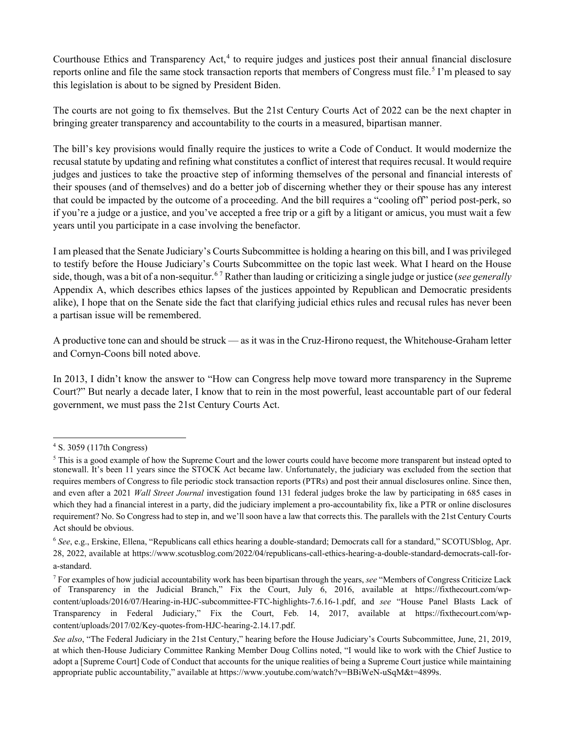Courthouse Ethics and Transparency Act,[4] to require judges and justices post their annual financial disclosure reports online and file the same stock transaction reports that members of Congress must file.[5] I'm pleased to say this legislation is about to be signed by President Biden.

The courts are not going to fix themselves. But the 21st Century Courts Act of 2022 can be the next chapter in bringing greater transparency and accountability to the courts in a measured, bipartisan manner.

The bill's key provisions would finally require the justices to write a Code of Conduct. It would modernize the recusal statute by updating and refining what constitutes a conflict of interest that requires recusal. It would require judges and justices to take the proactive step of informing themselves of the personal and financial interests of their spouses (and of themselves) and do a better job of discerning whether they or their spouse has any interest that could be impacted by the outcome of a proceeding. And the bill requires a "cooling off" period post-perk, so if you're a judge or a justice, and you've accepted a free trip or a gift by a litigant or amicus, you must wait a few years until you participate in a case involving the benefactor.

I am pleased that the Senate Judiciary's Courts Subcommittee is holding a hearing on this bill, and I was privileged to testify before the House Judiciary's Courts Subcommittee on the topic last week. What I heard on the House side, though, was a bit of a non-sequitur.[6] [7] Rather than lauding or criticizing a single judge or justice (*see generally* Appendix A, which describes ethics lapses of the justices appointed by Republican and Democratic presidents alike), I hope that on the Senate side the fact that clarifying judicial ethics rules and recusal rules has never been a partisan issue will be remembered.

A productive tone can and should be struck — as it was in the Cruz-Hirono request, the Whitehouse-Graham letter and Cornyn-Coons bill noted above.

In 2013, I didn't know the answer to "How can Congress help move toward more transparency in the Supreme Court?" But nearly a decade later, I know that to rein in the most powerful, least accountable part of our federal government, we must pass the 21st Century Courts Act.

---

[4] S. 3059 (117th Congress)

[5] This is a good example of how the Supreme Court and the lower courts could have become more transparent but instead opted to stonewall. It's been 11 years since the STOCK Act became law. Unfortunately, the judiciary was excluded from the section that requires members of Congress to file periodic stock transaction reports (PTRs) and post their annual disclosures online. Since then, and even after a 2021 *Wall Street Journal* investigation found 131 federal judges broke the law by participating in 685 cases in which they had a financial interest in a party, did the judiciary implement a pro-accountability fix, like a PTR or online disclosures requirement? No. So Congress had to step in, and we'll soon have a law that corrects this. The parallels with the 21st Century Courts Act should be obvious.

[6] *See*, e.g., Erskine, Ellena, "Republicans call ethics hearing a double-standard; Democrats call for a standard," SCOTUSblog, Apr. 28, 2022, available at https://www.scotusblog.com/2022/04/republicans-call-ethics-hearing-a-double-standard-democrats-call-for-a-standard.

[7] For examples of how judicial accountability work has been bipartisan through the years, *see* "Members of Congress Criticize Lack of Transparency in the Judicial Branch," Fix the Court, July 6, 2016, available at https://fixthecourt.com/wp-content/uploads/2016/07/Hearing-in-HJC-subcommittee-FTC-highlights-7.6.16-1.pdf, and *see* "House Panel Blasts Lack of Transparency in Federal Judiciary," Fix the Court, Feb. 14, 2017, available at https://fixthecourt.com/wp-content/uploads/2017/02/Key-quotes-from-HJC-hearing-2.14.17.pdf.

*See also*, "The Federal Judiciary in the 21st Century," hearing before the House Judiciary's Courts Subcommittee, June, 21, 2019, at which then-House Judiciary Committee Ranking Member Doug Collins noted, "I would like to work with the Chief Justice to adopt a [Supreme Court] Code of Conduct that accounts for the unique realities of being a Supreme Court justice while maintaining appropriate public accountability," available at https://www.youtube.com/watch?v=BBiWeN-uSqM&t=4899s.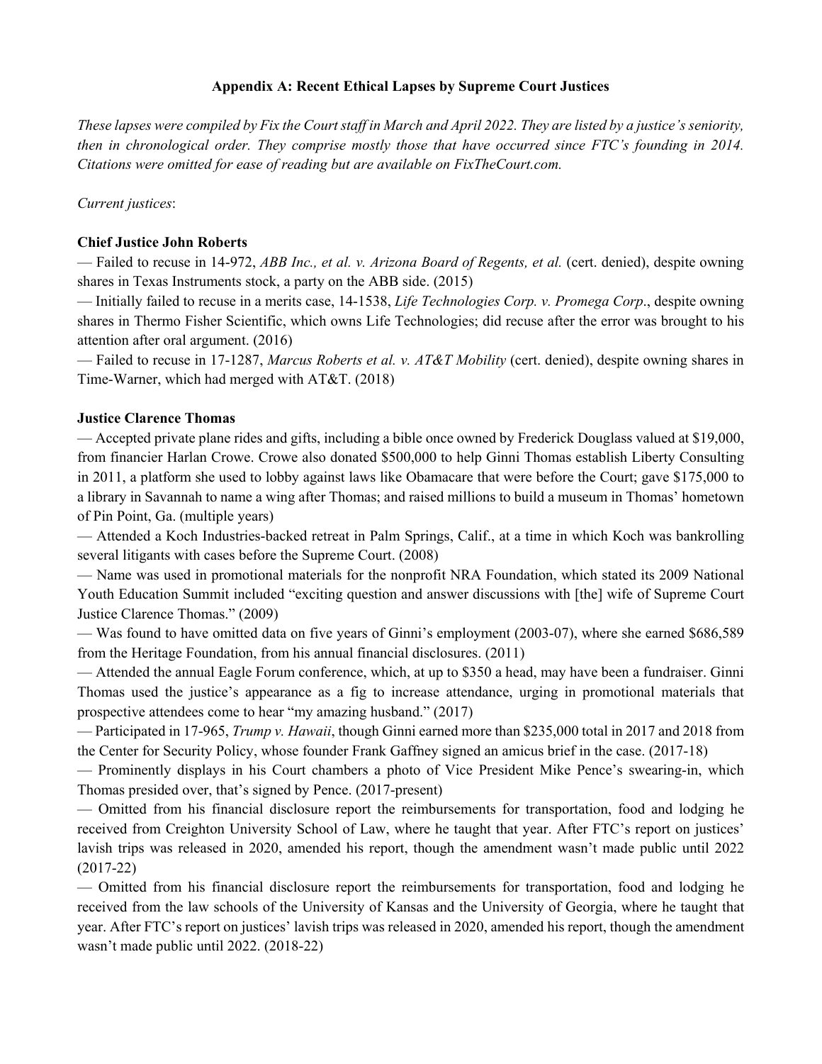### Appendix A: Recent Ethical Lapses by Supreme Court Justices

*These lapses were compiled by Fix the Court staff in March and April 2022. They are listed by a justice's seniority, then in chronological order. They comprise mostly those that have occurred since FTC's founding in 2014. Citations were omitted for ease of reading but are available on FixTheCourt.com.*

*Current justices*:

**Chief Justice John Roberts**

— Failed to recuse in 14-972, *ABB Inc., et al. v. Arizona Board of Regents, et al.* (cert. denied), despite owning shares in Texas Instruments stock, a party on the ABB side. (2015)

— Initially failed to recuse in a merits case, 14-1538, *Life Technologies Corp. v. Promega Corp*., despite owning shares in Thermo Fisher Scientific, which owns Life Technologies; did recuse after the error was brought to his attention after oral argument. (2016)

— Failed to recuse in 17-1287, *Marcus Roberts et al. v. AT&T Mobility* (cert. denied), despite owning shares in Time-Warner, which had merged with AT&T. (2018)

**Justice Clarence Thomas**

— Accepted private plane rides and gifts, including a bible once owned by Frederick Douglass valued at $19,000, from financier Harlan Crowe. Crowe also donated $500,000 to help Ginni Thomas establish Liberty Consulting in 2011, a platform she used to lobby against laws like Obamacare that were before the Court; gave $175,000 to a library in Savannah to name a wing after Thomas; and raised millions to build a museum in Thomas' hometown of Pin Point, Ga. (multiple years)

— Attended a Koch Industries-backed retreat in Palm Springs, Calif., at a time in which Koch was bankrolling several litigants with cases before the Supreme Court. (2008)

— Name was used in promotional materials for the nonprofit NRA Foundation, which stated its 2009 National Youth Education Summit included "exciting question and answer discussions with [the] wife of Supreme Court Justice Clarence Thomas." (2009)

— Was found to have omitted data on five years of Ginni's employment (2003-07), where she earned $686,589 from the Heritage Foundation, from his annual financial disclosures. (2011)

— Attended the annual Eagle Forum conference, which, at up to $350 a head, may have been a fundraiser. Ginni Thomas used the justice's appearance as a fig to increase attendance, urging in promotional materials that prospective attendees come to hear "my amazing husband." (2017)

— Participated in 17-965, *Trump v. Hawaii*, though Ginni earned more than $235,000 total in 2017 and 2018 from the Center for Security Policy, whose founder Frank Gaffney signed an amicus brief in the case. (2017-18)

— Prominently displays in his Court chambers a photo of Vice President Mike Pence's swearing-in, which Thomas presided over, that's signed by Pence. (2017-present)

— Omitted from his financial disclosure report the reimbursements for transportation, food and lodging he received from Creighton University School of Law, where he taught that year. After FTC's report on justices' lavish trips was released in 2020, amended his report, though the amendment wasn't made public until 2022 (2017-22)

— Omitted from his financial disclosure report the reimbursements for transportation, food and lodging he received from the law schools of the University of Kansas and the University of Georgia, where he taught that year. After FTC's report on justices' lavish trips was released in 2020, amended his report, though the amendment wasn't made public until 2022. (2018-22)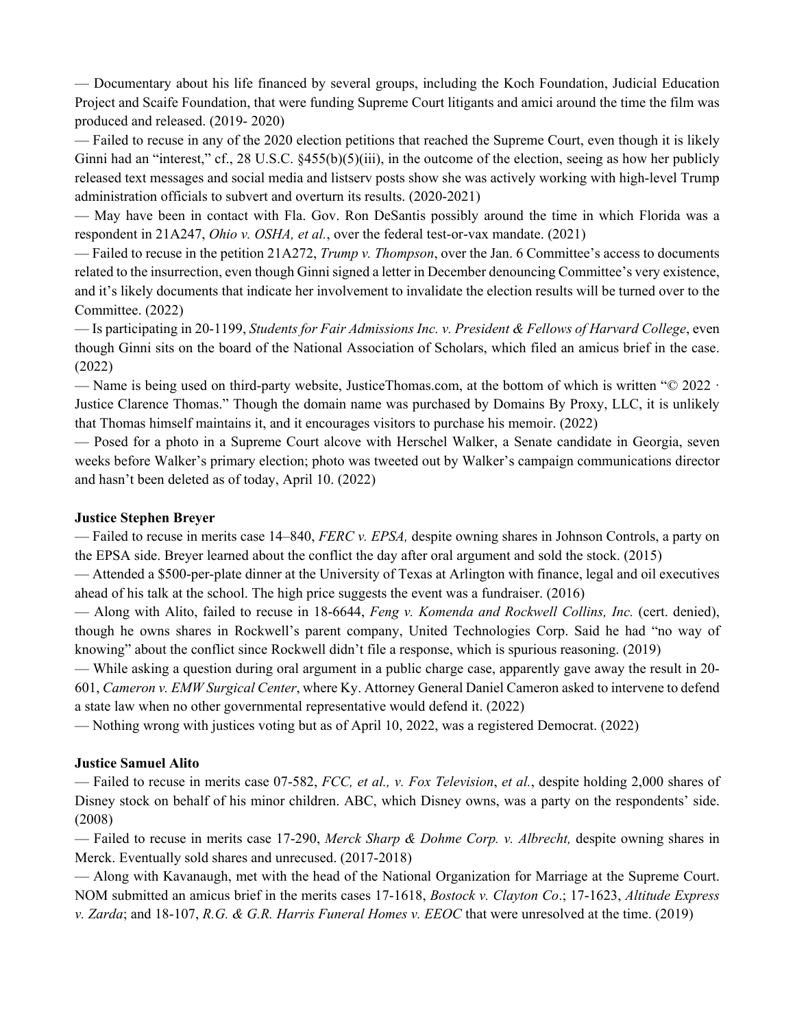— Documentary about his life financed by several groups, including the Koch Foundation, Judicial Education Project and Scaife Foundation, that were funding Supreme Court litigants and amici around the time the film was produced and released. (2019- 2020)

— Failed to recuse in any of the 2020 election petitions that reached the Supreme Court, even though it is likely Ginni had an "interest," cf., 28 U.S.C. §455(b)(5)(iii), in the outcome of the election, seeing as how her publicly released text messages and social media and listserv posts show she was actively working with high-level Trump administration officials to subvert and overturn its results. (2020-2021)

— May have been in contact with Fla. Gov. Ron DeSantis possibly around the time in which Florida was a respondent in 21A247, *Ohio v. OSHA, et al.*, over the federal test-or-vax mandate. (2021)

— Failed to recuse in the petition 21A272, *Trump v. Thompson*, over the Jan. 6 Committee's access to documents related to the insurrection, even though Ginni signed a letter in December denouncing Committee's very existence, and it's likely documents that indicate her involvement to invalidate the election results will be turned over to the Committee. (2022)

— Is participating in 20-1199, *Students for Fair Admissions Inc. v. President & Fellows of Harvard College*, even though Ginni sits on the board of the National Association of Scholars, which filed an amicus brief in the case. (2022)

— Name is being used on third-party website, JusticeThomas.com, at the bottom of which is written "© 2022 · Justice Clarence Thomas." Though the domain name was purchased by Domains By Proxy, LLC, it is unlikely that Thomas himself maintains it, and it encourages visitors to purchase his memoir. (2022)

— Posed for a photo in a Supreme Court alcove with Herschel Walker, a Senate candidate in Georgia, seven weeks before Walker's primary election; photo was tweeted out by Walker's campaign communications director and hasn't been deleted as of today, April 10. (2022)

**Justice Stephen Breyer**

— Failed to recuse in merits case 14–840, *FERC v. EPSA,* despite owning shares in Johnson Controls, a party on the EPSA side. Breyer learned about the conflict the day after oral argument and sold the stock. (2015)

— Attended a $500-per-plate dinner at the University of Texas at Arlington with finance, legal and oil executives ahead of his talk at the school. The high price suggests the event was a fundraiser. (2016)

— Along with Alito, failed to recuse in 18-6644, *Feng v. Komenda and Rockwell Collins, Inc.* (cert. denied), though he owns shares in Rockwell's parent company, United Technologies Corp. Said he had "no way of knowing" about the conflict since Rockwell didn't file a response, which is spurious reasoning. (2019)

— While asking a question during oral argument in a public charge case, apparently gave away the result in 20-601, *Cameron v. EMW Surgical Center*, where Ky. Attorney General Daniel Cameron asked to intervene to defend a state law when no other governmental representative would defend it. (2022)

— Nothing wrong with justices voting but as of April 10, 2022, was a registered Democrat. (2022)

**Justice Samuel Alito**

— Failed to recuse in merits case 07-582, *FCC, et al., v. Fox Television*, *et al.*, despite holding 2,000 shares of Disney stock on behalf of his minor children. ABC, which Disney owns, was a party on the respondents' side. (2008)

— Failed to recuse in merits case 17-290, *Merck Sharp & Dohme Corp. v. Albrecht,* despite owning shares in Merck. Eventually sold shares and unrecused. (2017-2018)

— Along with Kavanaugh, met with the head of the National Organization for Marriage at the Supreme Court. NOM submitted an amicus brief in the merits cases 17-1618, *Bostock v. Clayton Co*.; 17-1623, *Altitude Express v. Zarda*; and 18-107, *R.G. & G.R. Harris Funeral Homes v. EEOC* that were unresolved at the time. (2019)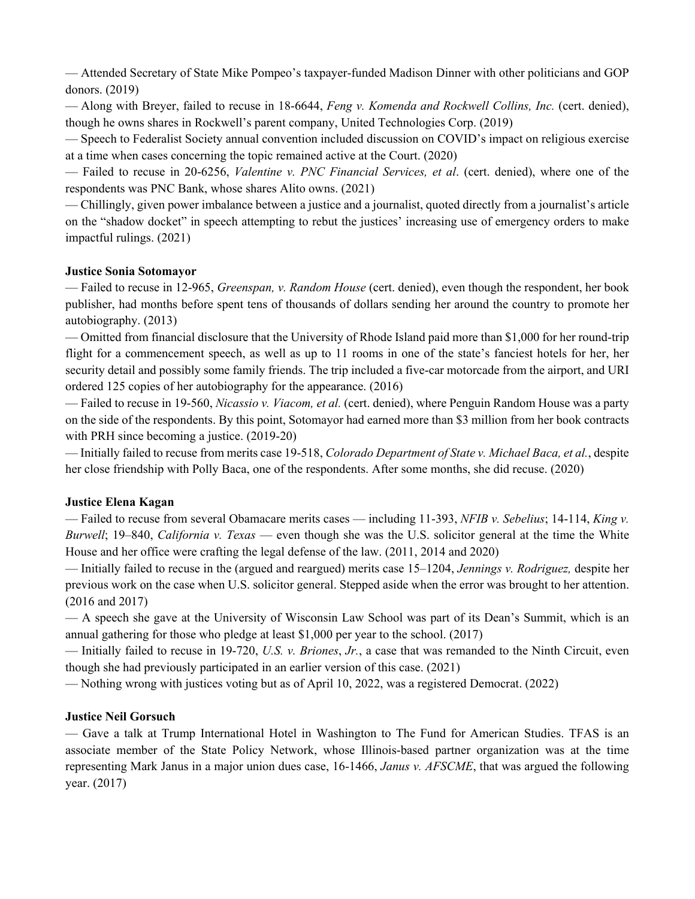— Attended Secretary of State Mike Pompeo's taxpayer-funded Madison Dinner with other politicians and GOP donors. (2019)

— Along with Breyer, failed to recuse in 18-6644, *Feng v. Komenda and Rockwell Collins, Inc.* (cert. denied), though he owns shares in Rockwell's parent company, United Technologies Corp. (2019)

— Speech to Federalist Society annual convention included discussion on COVID's impact on religious exercise at a time when cases concerning the topic remained active at the Court. (2020)

— Failed to recuse in 20-6256, *Valentine v. PNC Financial Services, et al*. (cert. denied), where one of the respondents was PNC Bank, whose shares Alito owns. (2021)

— Chillingly, given power imbalance between a justice and a journalist, quoted directly from a journalist's article on the "shadow docket" in speech attempting to rebut the justices' increasing use of emergency orders to make impactful rulings. (2021)

**Justice Sonia Sotomayor**

— Failed to recuse in 12-965, *Greenspan, v. Random House* (cert. denied), even though the respondent, her book publisher, had months before spent tens of thousands of dollars sending her around the country to promote her autobiography. (2013)

— Omitted from financial disclosure that the University of Rhode Island paid more than $1,000 for her round-trip flight for a commencement speech, as well as up to 11 rooms in one of the state's fanciest hotels for her, her security detail and possibly some family friends. The trip included a five-car motorcade from the airport, and URI ordered 125 copies of her autobiography for the appearance. (2016)

— Failed to recuse in 19-560, *Nicassio v. Viacom, et al.* (cert. denied), where Penguin Random House was a party on the side of the respondents. By this point, Sotomayor had earned more than $3 million from her book contracts with PRH since becoming a justice. (2019-20)

— Initially failed to recuse from merits case 19-518, *Colorado Department of State v. Michael Baca, et al.*, despite her close friendship with Polly Baca, one of the respondents. After some months, she did recuse. (2020)

**Justice Elena Kagan**

— Failed to recuse from several Obamacare merits cases — including 11-393, *NFIB v. Sebelius*; 14-114, *King v. Burwell*; 19–840, *California v. Texas* — even though she was the U.S. solicitor general at the time the White House and her office were crafting the legal defense of the law. (2011, 2014 and 2020)

— Initially failed to recuse in the (argued and reargued) merits case 15–1204, *Jennings v. Rodriguez,* despite her previous work on the case when U.S. solicitor general. Stepped aside when the error was brought to her attention. (2016 and 2017)

— A speech she gave at the University of Wisconsin Law School was part of its Dean's Summit, which is an annual gathering for those who pledge at least $1,000 per year to the school. (2017)

— Initially failed to recuse in 19-720, *U.S. v. Briones*, *Jr.*, a case that was remanded to the Ninth Circuit, even though she had previously participated in an earlier version of this case. (2021)

— Nothing wrong with justices voting but as of April 10, 2022, was a registered Democrat. (2022)

**Justice Neil Gorsuch**

— Gave a talk at Trump International Hotel in Washington to The Fund for American Studies. TFAS is an associate member of the State Policy Network, whose Illinois-based partner organization was at the time representing Mark Janus in a major union dues case, 16-1466, *Janus v. AFSCME*, that was argued the following year. (2017)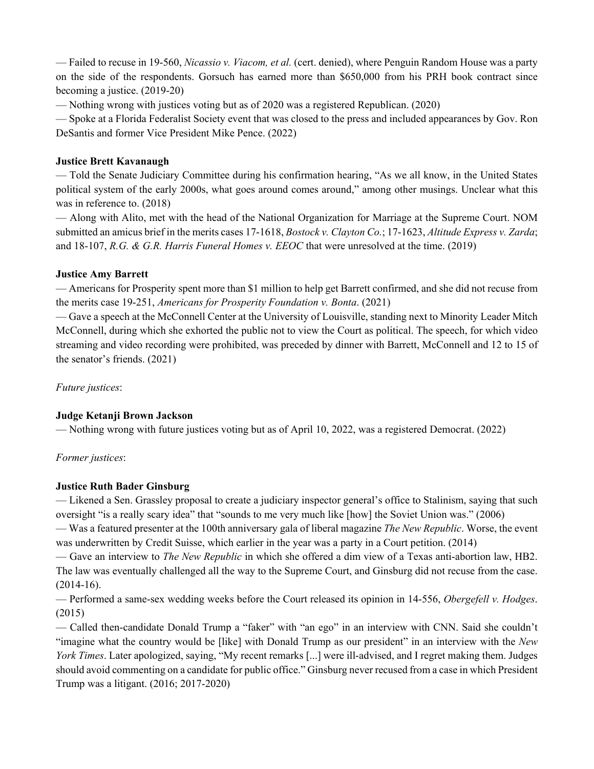— Failed to recuse in 19-560, *Nicassio v. Viacom, et al.* (cert. denied), where Penguin Random House was a party on the side of the respondents. Gorsuch has earned more than $650,000 from his PRH book contract since becoming a justice. (2019-20)

— Nothing wrong with justices voting but as of 2020 was a registered Republican. (2020)

— Spoke at a Florida Federalist Society event that was closed to the press and included appearances by Gov. Ron DeSantis and former Vice President Mike Pence. (2022)

**Justice Brett Kavanaugh**

— Told the Senate Judiciary Committee during his confirmation hearing, "As we all know, in the United States political system of the early 2000s, what goes around comes around," among other musings. Unclear what this was in reference to. (2018)

— Along with Alito, met with the head of the National Organization for Marriage at the Supreme Court. NOM submitted an amicus brief in the merits cases 17-1618, *Bostock v. Clayton Co.*; 17-1623, *Altitude Express v. Zarda*; and 18-107, *R.G. & G.R. Harris Funeral Homes v. EEOC* that were unresolved at the time. (2019)

**Justice Amy Barrett**

— Americans for Prosperity spent more than $1 million to help get Barrett confirmed, and she did not recuse from the merits case 19-251, *Americans for Prosperity Foundation v. Bonta*. (2021)

— Gave a speech at the McConnell Center at the University of Louisville, standing next to Minority Leader Mitch McConnell, during which she exhorted the public not to view the Court as political. The speech, for which video streaming and video recording were prohibited, was preceded by dinner with Barrett, McConnell and 12 to 15 of the senator's friends. (2021)

*Future justices*:

**Judge Ketanji Brown Jackson**

— Nothing wrong with future justices voting but as of April 10, 2022, was a registered Democrat. (2022)

*Former justices*:

**Justice Ruth Bader Ginsburg**

— Likened a Sen. Grassley proposal to create a judiciary inspector general's office to Stalinism, saying that such oversight "is a really scary idea" that "sounds to me very much like [how] the Soviet Union was." (2006)

— Was a featured presenter at the 100th anniversary gala of liberal magazine *The New Republic*. Worse, the event was underwritten by Credit Suisse, which earlier in the year was a party in a Court petition. (2014)

— Gave an interview to *The New Republic* in which she offered a dim view of a Texas anti-abortion law, HB2. The law was eventually challenged all the way to the Supreme Court, and Ginsburg did not recuse from the case. (2014-16).

— Performed a same-sex wedding weeks before the Court released its opinion in 14-556, *Obergefell v. Hodges*. (2015)

— Called then-candidate Donald Trump a "faker" with "an ego" in an interview with CNN. Said she couldn't "imagine what the country would be [like] with Donald Trump as our president" in an interview with the *New York Times*. Later apologized, saying, "My recent remarks [...] were ill-advised, and I regret making them. Judges should avoid commenting on a candidate for public office." Ginsburg never recused from a case in which President Trump was a litigant. (2016; 2017-2020)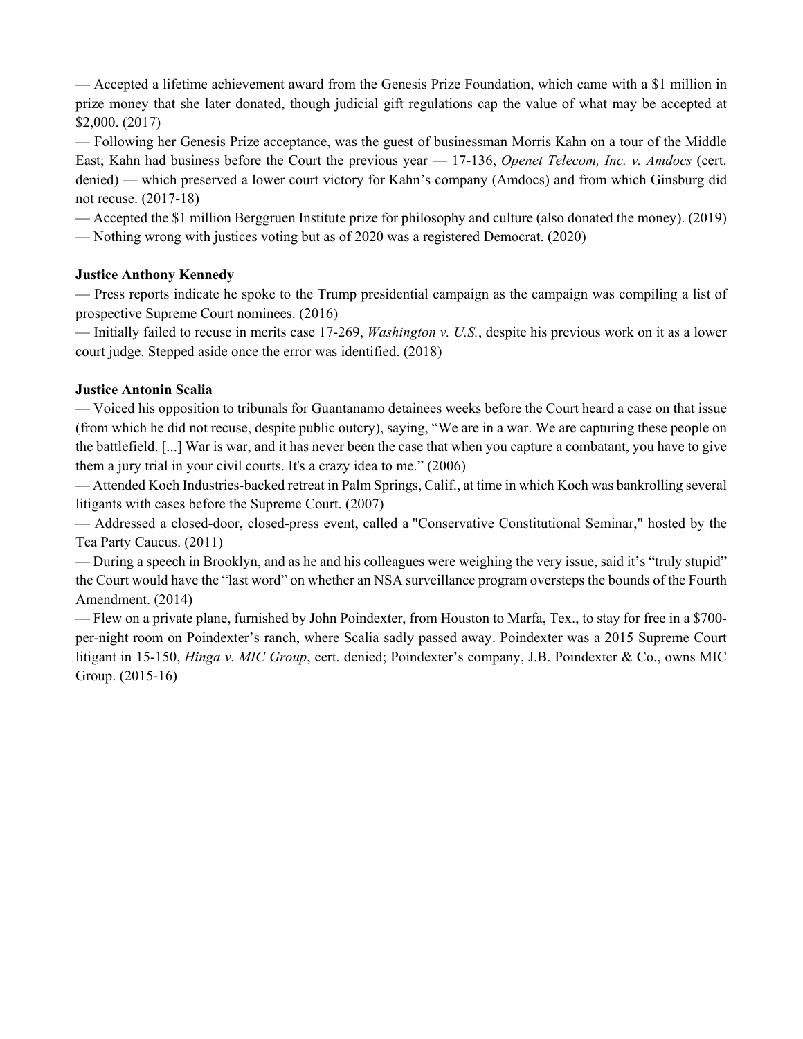— Accepted a lifetime achievement award from the Genesis Prize Foundation, which came with a $1 million in prize money that she later donated, though judicial gift regulations cap the value of what may be accepted at $2,000. (2017)

— Following her Genesis Prize acceptance, was the guest of businessman Morris Kahn on a tour of the Middle East; Kahn had business before the Court the previous year — 17-136, *Openet Telecom, Inc. v. Amdocs* (cert. denied) — which preserved a lower court victory for Kahn's company (Amdocs) and from which Ginsburg did not recuse. (2017-18)

— Accepted the $1 million Berggruen Institute prize for philosophy and culture (also donated the money). (2019)

— Nothing wrong with justices voting but as of 2020 was a registered Democrat. (2020)

**Justice Anthony Kennedy**

— Press reports indicate he spoke to the Trump presidential campaign as the campaign was compiling a list of prospective Supreme Court nominees. (2016)

— Initially failed to recuse in merits case 17-269, *Washington v. U.S.*, despite his previous work on it as a lower court judge. Stepped aside once the error was identified. (2018)

**Justice Antonin Scalia**

— Voiced his opposition to tribunals for Guantanamo detainees weeks before the Court heard a case on that issue (from which he did not recuse, despite public outcry), saying, "We are in a war. We are capturing these people on the battlefield. [...] War is war, and it has never been the case that when you capture a combatant, you have to give them a jury trial in your civil courts. It's a crazy idea to me." (2006)

— Attended Koch Industries-backed retreat in Palm Springs, Calif., at time in which Koch was bankrolling several litigants with cases before the Supreme Court. (2007)

— Addressed a closed-door, closed-press event, called a "Conservative Constitutional Seminar," hosted by the Tea Party Caucus. (2011)

— During a speech in Brooklyn, and as he and his colleagues were weighing the very issue, said it's "truly stupid" the Court would have the "last word" on whether an NSA surveillance program oversteps the bounds of the Fourth Amendment. (2014)

— Flew on a private plane, furnished by John Poindexter, from Houston to Marfa, Tex., to stay for free in a $700-per-night room on Poindexter's ranch, where Scalia sadly passed away. Poindexter was a 2015 Supreme Court litigant in 15-150, *Hinga v. MIC Group*, cert. denied; Poindexter's company, J.B. Poindexter & Co., owns MIC Group. (2015-16)